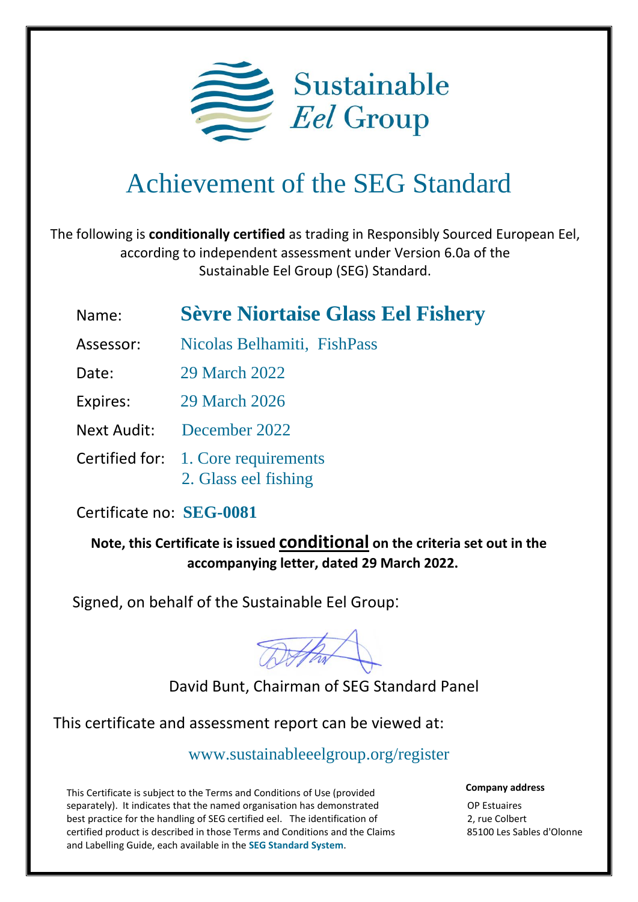Sustainable *Eel* Group

# Achievement of the SEG Standard

The following is **conditionally certified** as trading in Responsibly Sourced European Eel, according to independent assessment under Version 6.0a of the Sustainable Eel Group (SEG) Standard.

Name: **Sèvre Niortaise Glass Eel Fishery**

Assessor: Nicolas Belhamiti, FishPass

Date: 29 March 2022

Expires: 29 March 2026

Next Audit: December 2022

Certified for: 1. Core requirements
2. Glass eel fishing

Certificate no: **SEG-0081**

**Note, this Certificate is issued conditional on the criteria set out in the accompanying letter, dated 29 March 2022.**

Signed, on behalf of the Sustainable Eel Group:

David Bunt, Chairman of SEG Standard Panel

This certificate and assessment report can be viewed at:

www.sustainableeelgroup.org/register

This Certificate is subject to the Terms and Conditions of Use (provided separately). It indicates that the named organisation has demonstrated best practice for the handling of SEG certified eel. The identification of certified product is described in those Terms and Conditions and the Claims and Labelling Guide, each available in the **SEG Standard System**.

**Company address**

OP Estuaires
2, rue Colbert
85100 Les Sables d'Olonne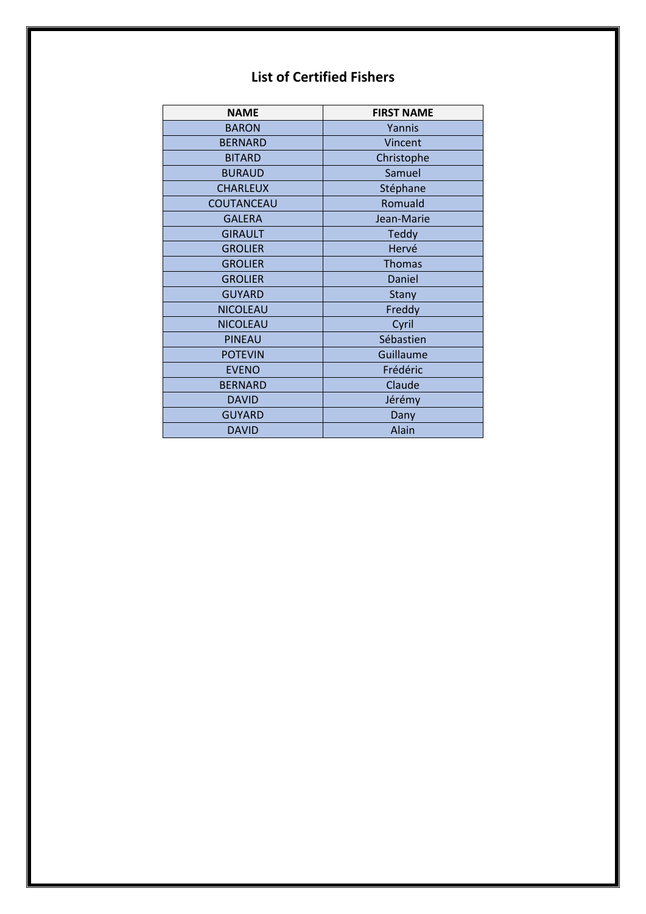## List of Certified Fishers

| NAME | FIRST NAME |
|---|---|
| BARON | Yannis |
| BERNARD | Vincent |
| BITARD | Christophe |
| BURAUD | Samuel |
| CHARLEUX | Stéphane |
| COUTANCEAU | Romuald |
| GALERA | Jean-Marie |
| GIRAULT | Teddy |
| GROLIER | Hervé |
| GROLIER | Thomas |
| GROLIER | Daniel |
| GUYARD | Stany |
| NICOLEAU | Freddy |
| NICOLEAU | Cyril |
| PINEAU | Sébastien |
| POTEVIN | Guillaume |
| EVENO | Frédéric |
| BERNARD | Claude |
| DAVID | Jérémy |
| GUYARD | Dany |
| DAVID | Alain |